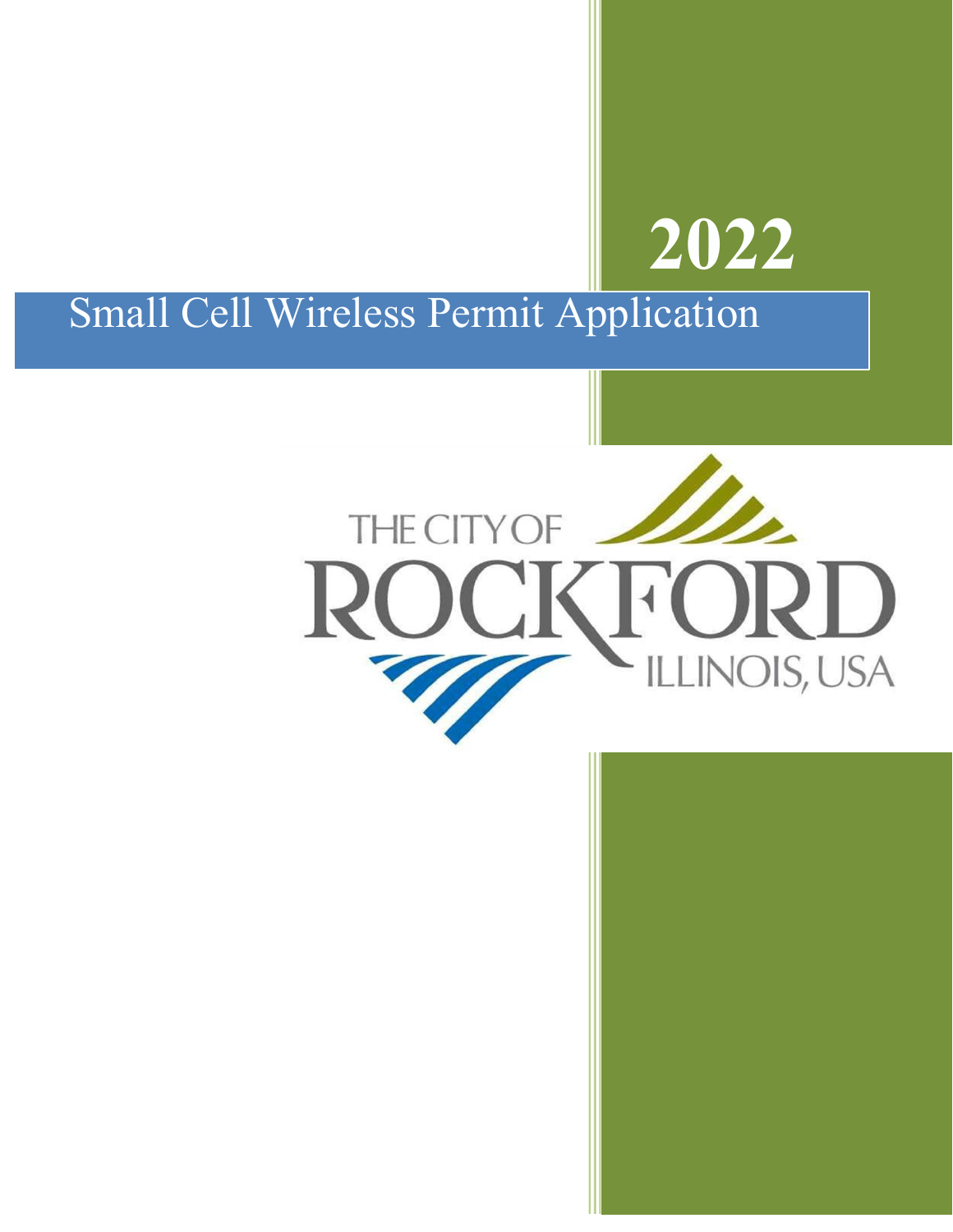# 2022

# Small Cell Wireless Permit Application

THE CITY OF ROCKFORD ILLINOIS, USA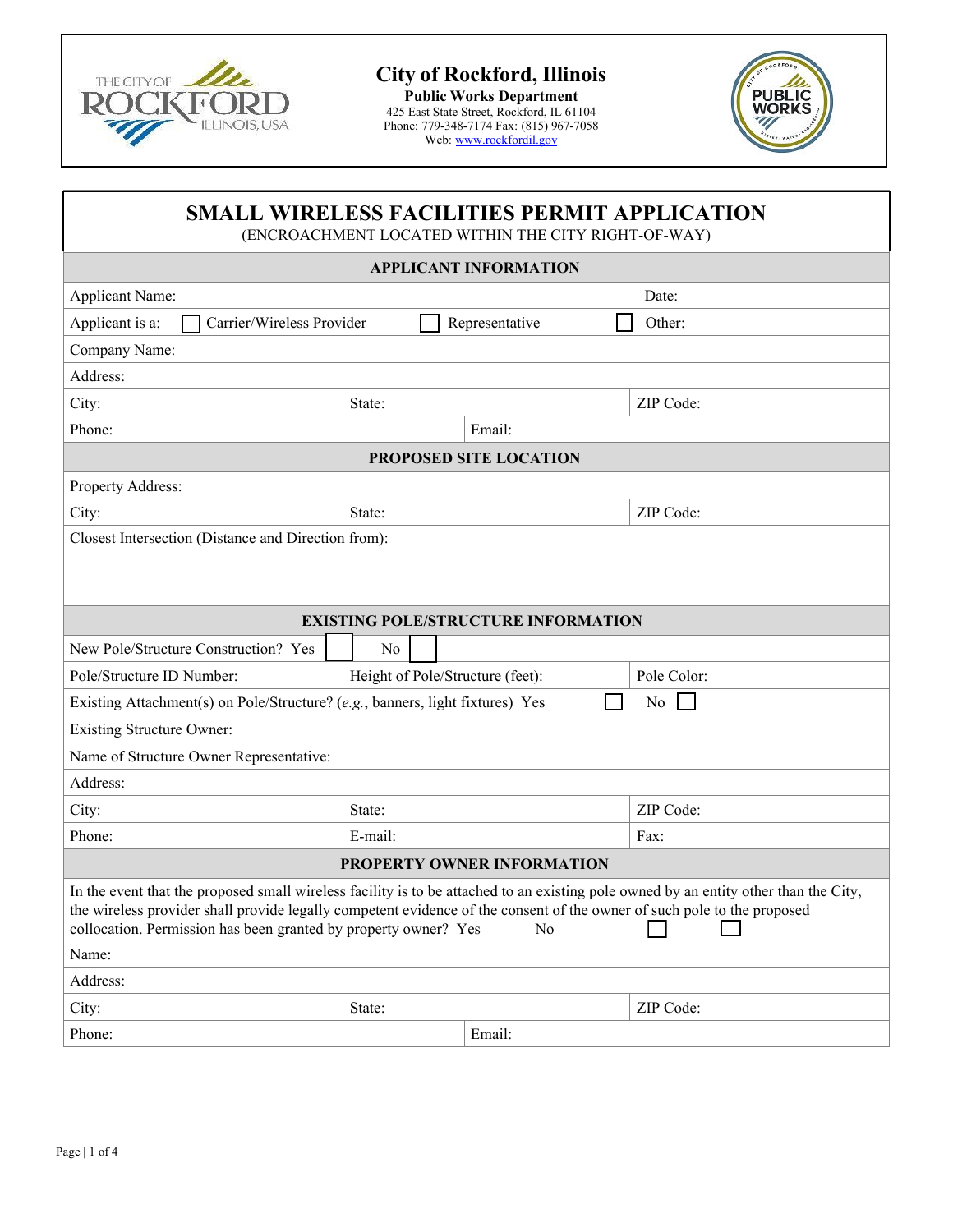# City of Rockford, Illinois

**Public Works Department**
425 East State Street, Rockford, IL 61104
Phone: 779-348-7174 Fax: (815) 967-7058
Web: www.rockfordil.gov

## SMALL WIRELESS FACILITIES PERMIT APPLICATION

(ENCROACHMENT LOCATED WITHIN THE CITY RIGHT-OF-WAY)

| **APPLICANT INFORMATION** | | |
|---|---|---|
| Applicant Name: | | Date: |
| Applicant is a: ☐ Carrier/Wireless Provider | ☐ Representative | ☐ Other: |
| Company Name: | | |
| Address: | | |
| City: | State: | ZIP Code: |
| Phone: | Email: | |
| **PROPOSED SITE LOCATION** | | |
| Property Address: | | |
| City: | State: | ZIP Code: |
| Closest Intersection (Distance and Direction from): | | |
| **EXISTING POLE/STRUCTURE INFORMATION** | | |
| New Pole/Structure Construction? Yes ☐ No ☐ | | |
| Pole/Structure ID Number: | Height of Pole/Structure (feet): | Pole Color: |
| Existing Attachment(s) on Pole/Structure? (*e.g.*, banners, light fixtures) Yes ☐ | | No ☐ |
| Existing Structure Owner: | | |
| Name of Structure Owner Representative: | | |
| Address: | | |
| City: | State: | ZIP Code: |
| Phone: | E-mail: | Fax: |
| **PROPERTY OWNER INFORMATION** | | |
| In the event that the proposed small wireless facility is to be attached to an existing pole owned by an entity other than the City, the wireless provider shall provide legally competent evidence of the consent of the owner of such pole to the proposed collocation. Permission has been granted by property owner? Yes ☐ No ☐ | | |
| Name: | | |
| Address: | | |
| City: | State: | ZIP Code: |
| Phone: | Email: | |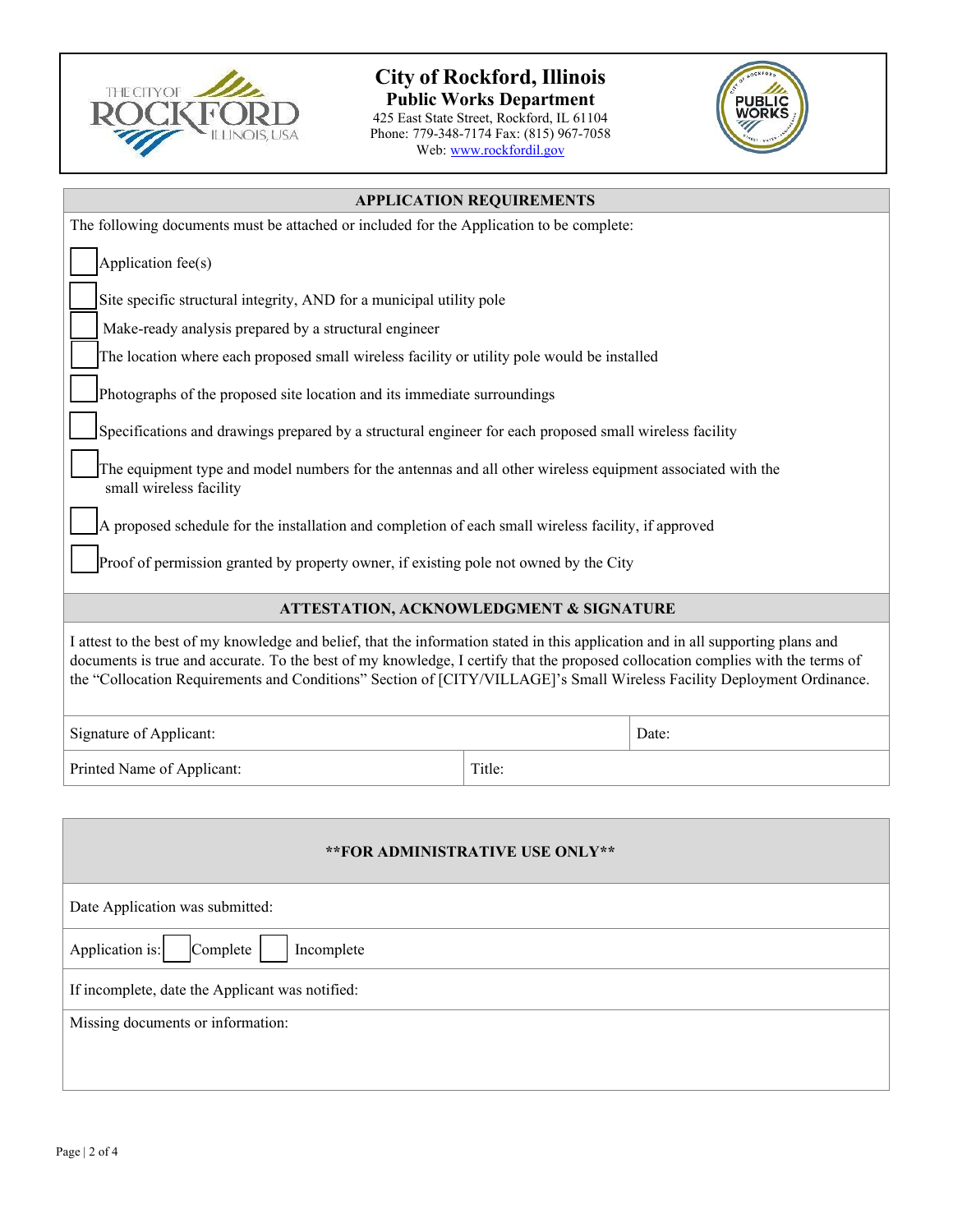# City of Rockford, Illinois

## Public Works Department

425 East State Street, Rockford, IL 61104
Phone: 779-348-7174 Fax: (815) 967-7058
Web: www.rockfordil.gov

### APPLICATION REQUIREMENTS

The following documents must be attached or included for the Application to be complete:

- ☐ Application fee(s)
- ☐ Site specific structural integrity, AND for a municipal utility pole
- ☐ Make-ready analysis prepared by a structural engineer
- ☐ The location where each proposed small wireless facility or utility pole would be installed
- ☐ Photographs of the proposed site location and its immediate surroundings
- ☐ Specifications and drawings prepared by a structural engineer for each proposed small wireless facility
- ☐ The equipment type and model numbers for the antennas and all other wireless equipment associated with the small wireless facility
- ☐ A proposed schedule for the installation and completion of each small wireless facility, if approved
- ☐ Proof of permission granted by property owner, if existing pole not owned by the City

### ATTESTATION, ACKNOWLEDGMENT & SIGNATURE

I attest to the best of my knowledge and belief, that the information stated in this application and in all supporting plans and documents is true and accurate. To the best of my knowledge, I certify that the proposed collocation complies with the terms of the "Collocation Requirements and Conditions" Section of [CITY/VILLAGE]'s Small Wireless Facility Deployment Ordinance.

| Signature of Applicant: | Date: |
|---|---|
| Printed Name of Applicant: | Title: |

### **FOR ADMINISTRATIVE USE ONLY**

Date Application was submitted:

Application is: ☐ Complete ☐ Incomplete

If incomplete, date the Applicant was notified:

Missing documents or information: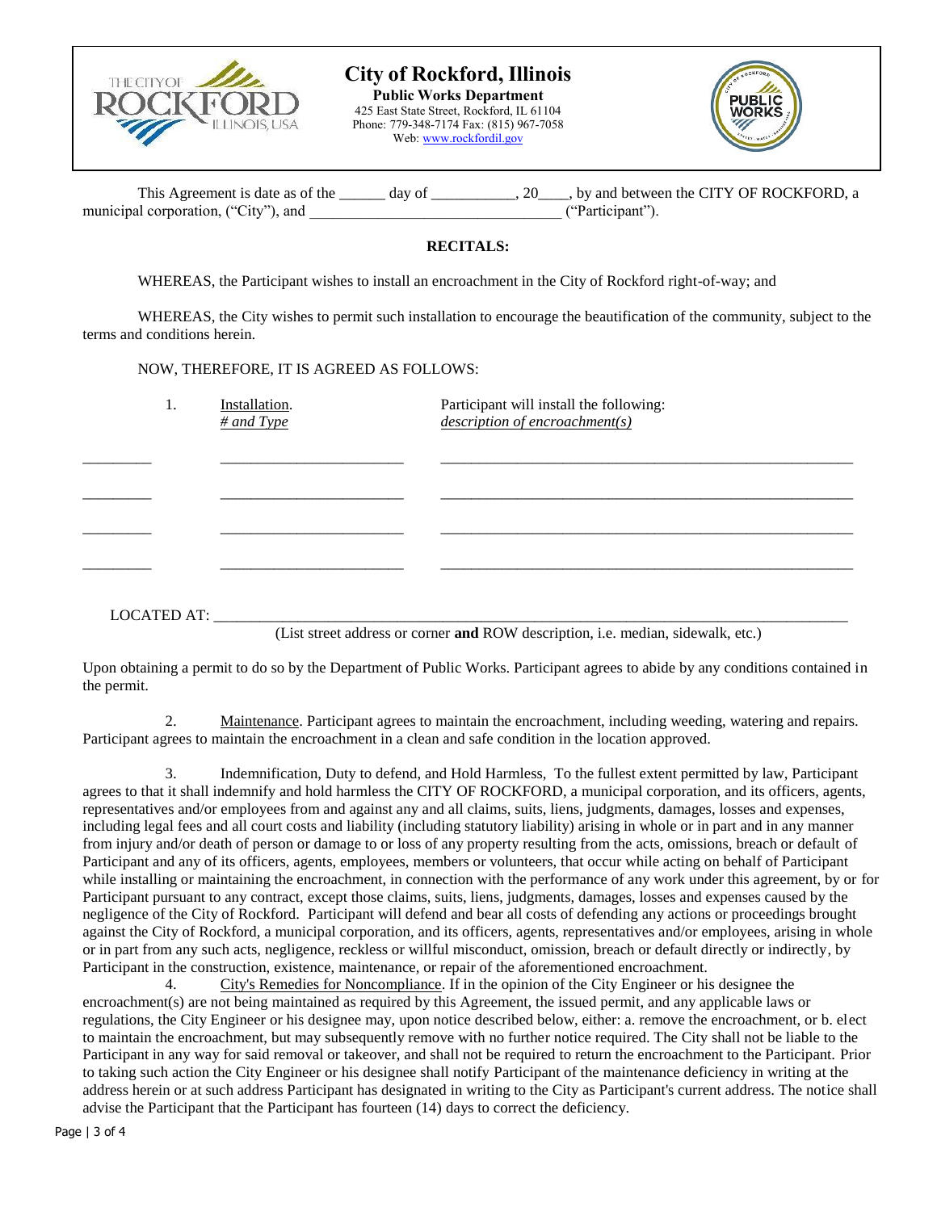# City of Rockford, Illinois

**Public Works Department**
425 East State Street, Rockford, IL 61104
Phone: 779-348-7174 Fax: (815) 967-7058
Web: www.rockfordil.gov

This Agreement is date as of the ______ day of ___________, 20____, by and between the CITY OF ROCKFORD, a municipal corporation, ("City"), and ________________________________ ("Participant").

**RECITALS:**

WHEREAS, the Participant wishes to install an encroachment in the City of Rockford right-of-way; and

WHEREAS, the City wishes to permit such installation to encourage the beautification of the community, subject to the terms and conditions herein.

NOW, THEREFORE, IT IS AGREED AS FOLLOWS:

| 1. | Installation.<br>*# and Type* | Participant will install the following:<br>*description of encroachment(s)* |
|---|---|---|
| _________ | ________________________ | ________________________________________________________ |
| _________ | ________________________ | ________________________________________________________ |
| _________ | ________________________ | ________________________________________________________ |
| _________ | ________________________ | ________________________________________________________ |

LOCATED AT: ______________________________________________________________________________
(List street address or corner **and** ROW description, i.e. median, sidewalk, etc.)

Upon obtaining a permit to do so by the Department of Public Works. Participant agrees to abide by any conditions contained in the permit.

2. Maintenance. Participant agrees to maintain the encroachment, including weeding, watering and repairs. Participant agrees to maintain the encroachment in a clean and safe condition in the location approved.

3. Indemnification, Duty to defend, and Hold Harmless, To the fullest extent permitted by law, Participant agrees to that it shall indemnify and hold harmless the CITY OF ROCKFORD, a municipal corporation, and its officers, agents, representatives and/or employees from and against any and all claims, suits, liens, judgments, damages, losses and expenses, including legal fees and all court costs and liability (including statutory liability) arising in whole or in part and in any manner from injury and/or death of person or damage to or loss of any property resulting from the acts, omissions, breach or default of Participant and any of its officers, agents, employees, members or volunteers, that occur while acting on behalf of Participant while installing or maintaining the encroachment, in connection with the performance of any work under this agreement, by or for Participant pursuant to any contract, except those claims, suits, liens, judgments, damages, losses and expenses caused by the negligence of the City of Rockford. Participant will defend and bear all costs of defending any actions or proceedings brought against the City of Rockford, a municipal corporation, and its officers, agents, representatives and/or employees, arising in whole or in part from any such acts, negligence, reckless or willful misconduct, omission, breach or default directly or indirectly, by Participant in the construction, existence, maintenance, or repair of the aforementioned encroachment.

4. City's Remedies for Noncompliance. If in the opinion of the City Engineer or his designee the encroachment(s) are not being maintained as required by this Agreement, the issued permit, and any applicable laws or regulations, the City Engineer or his designee may, upon notice described below, either: a. remove the encroachment, or b. elect to maintain the encroachment, but may subsequently remove with no further notice required. The City shall not be liable to the Participant in any way for said removal or takeover, and shall not be required to return the encroachment to the Participant. Prior to taking such action the City Engineer or his designee shall notify Participant of the maintenance deficiency in writing at the address herein or at such address Participant has designated in writing to the City as Participant's current address. The notice shall advise the Participant that the Participant has fourteen (14) days to correct the deficiency.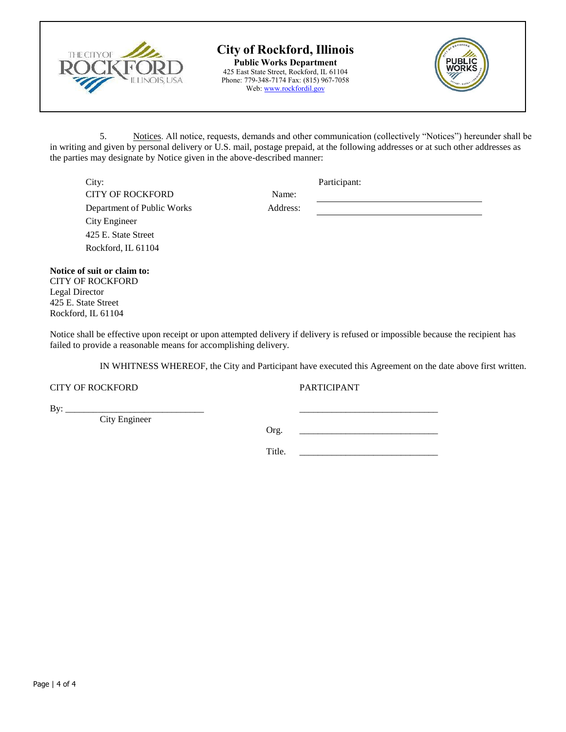**City of Rockford, Illinois**
**Public Works Department**
425 East State Street, Rockford, IL 61104
Phone: 779-348-7174 Fax: (815) 967-7058
Web: www.rockfordil.gov

5. Notices. All notice, requests, demands and other communication (collectively "Notices") hereunder shall be in writing and given by personal delivery or U.S. mail, postage prepaid, at the following addresses or at such other addresses as the parties may designate by Notice given in the above-described manner:

City:
CITY OF ROCKFORD
Department of Public Works
City Engineer
425 E. State Street
Rockford, IL 61104

Participant:
Name: ______________________________
Address: ______________________________

**Notice of suit or claim to:**
CITY OF ROCKFORD
Legal Director
425 E. State Street
Rockford, IL 61104

Notice shall be effective upon receipt or upon attempted delivery if delivery is refused or impossible because the recipient has failed to provide a reasonable means for accomplishing delivery.

IN WHITNESS WHEREOF, the City and Participant have executed this Agreement on the date above first written.

CITY OF ROCKFORD

By: ______________________________
City Engineer

PARTICIPANT

______________________________

Org. ______________________________

Title. ______________________________